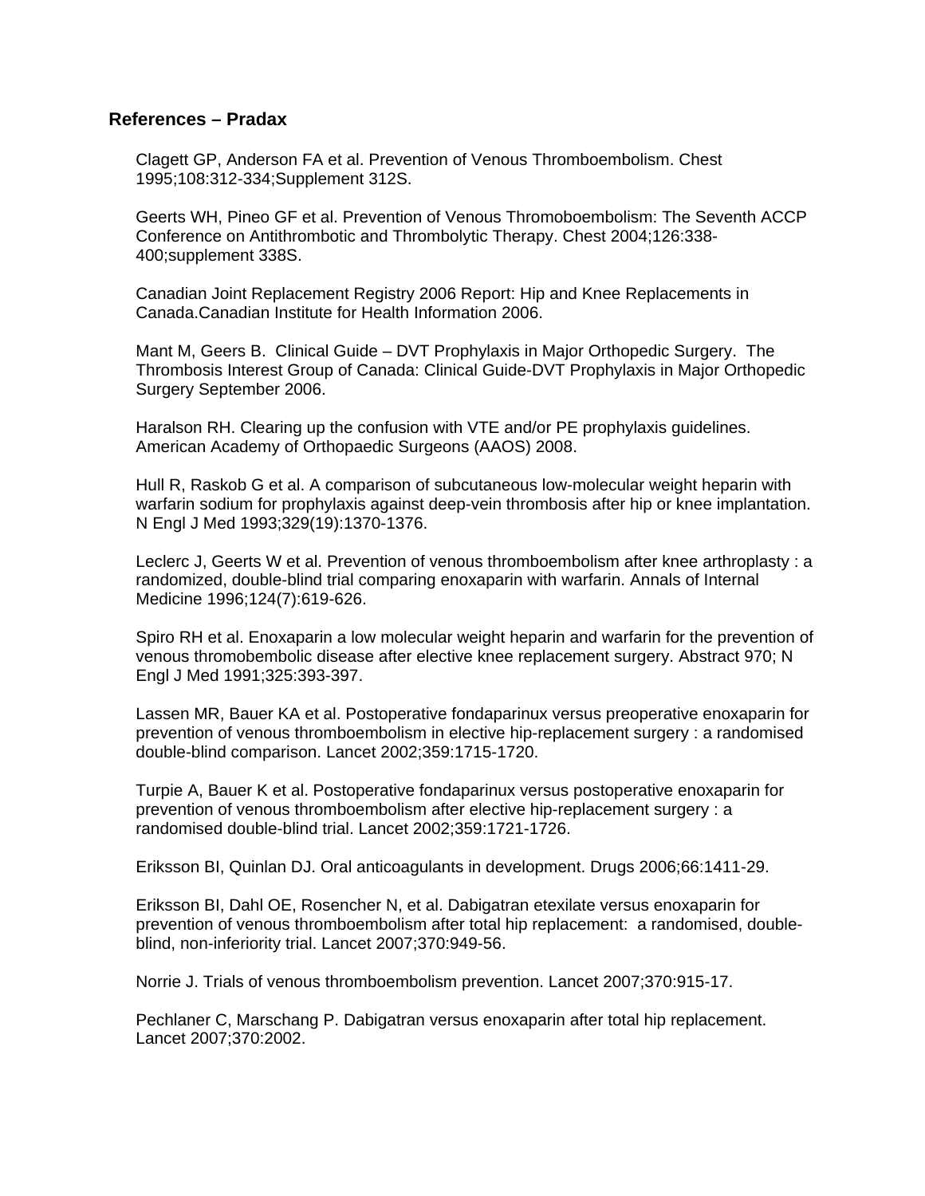## References – Pradax

Clagett GP, Anderson FA et al. Prevention of Venous Thromboembolism. Chest 1995;108:312-334;Supplement 312S.

Geerts WH, Pineo GF et al. Prevention of Venous Thromoboembolism: The Seventh ACCP Conference on Antithrombotic and Thrombolytic Therapy. Chest 2004;126:338-400;supplement 338S.

Canadian Joint Replacement Registry 2006 Report: Hip and Knee Replacements in Canada.Canadian Institute for Health Information 2006.

Mant M, Geers B. Clinical Guide – DVT Prophylaxis in Major Orthopedic Surgery. The Thrombosis Interest Group of Canada: Clinical Guide-DVT Prophylaxis in Major Orthopedic Surgery September 2006.

Haralson RH. Clearing up the confusion with VTE and/or PE prophylaxis guidelines. American Academy of Orthopaedic Surgeons (AAOS) 2008.

Hull R, Raskob G et al. A comparison of subcutaneous low-molecular weight heparin with warfarin sodium for prophylaxis against deep-vein thrombosis after hip or knee implantation. N Engl J Med 1993;329(19):1370-1376.

Leclerc J, Geerts W et al. Prevention of venous thromboembolism after knee arthroplasty : a randomized, double-blind trial comparing enoxaparin with warfarin. Annals of Internal Medicine 1996;124(7):619-626.

Spiro RH et al. Enoxaparin a low molecular weight heparin and warfarin for the prevention of venous thromobembolic disease after elective knee replacement surgery. Abstract 970; N Engl J Med 1991;325:393-397.

Lassen MR, Bauer KA et al. Postoperative fondaparinux versus preoperative enoxaparin for prevention of venous thromboembolism in elective hip-replacement surgery : a randomised double-blind comparison. Lancet 2002;359:1715-1720.

Turpie A, Bauer K et al. Postoperative fondaparinux versus postoperative enoxaparin for prevention of venous thromboembolism after elective hip-replacement surgery : a randomised double-blind trial. Lancet 2002;359:1721-1726.

Eriksson BI, Quinlan DJ. Oral anticoagulants in development. Drugs 2006;66:1411-29.

Eriksson BI, Dahl OE, Rosencher N, et al. Dabigatran etexilate versus enoxaparin for prevention of venous thromboembolism after total hip replacement: a randomised, double-blind, non-inferiority trial. Lancet 2007;370:949-56.

Norrie J. Trials of venous thromboembolism prevention. Lancet 2007;370:915-17.

Pechlaner C, Marschang P. Dabigatran versus enoxaparin after total hip replacement. Lancet 2007;370:2002.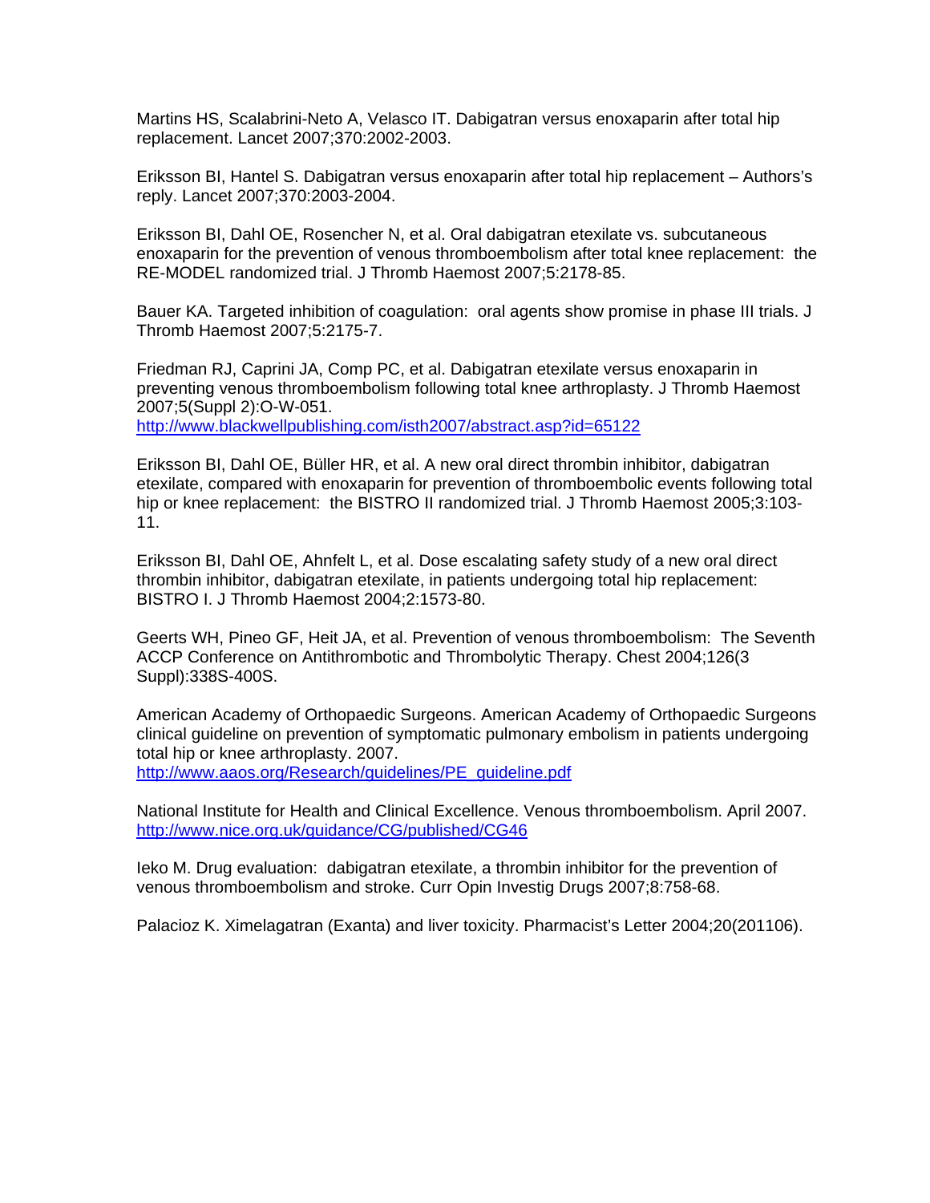Martins HS, Scalabrini-Neto A, Velasco IT. Dabigatran versus enoxaparin after total hip replacement. Lancet 2007;370:2002-2003.

Eriksson BI, Hantel S. Dabigatran versus enoxaparin after total hip replacement – Authors's reply. Lancet 2007;370:2003-2004.

Eriksson BI, Dahl OE, Rosencher N, et al. Oral dabigatran etexilate vs. subcutaneous enoxaparin for the prevention of venous thromboembolism after total knee replacement: the RE-MODEL randomized trial. J Thromb Haemost 2007;5:2178-85.

Bauer KA. Targeted inhibition of coagulation: oral agents show promise in phase III trials. J Thromb Haemost 2007;5:2175-7.

Friedman RJ, Caprini JA, Comp PC, et al. Dabigatran etexilate versus enoxaparin in preventing venous thromboembolism following total knee arthroplasty. J Thromb Haemost 2007;5(Suppl 2):O-W-051.
http://www.blackwellpublishing.com/isth2007/abstract.asp?id=65122

Eriksson BI, Dahl OE, Büller HR, et al. A new oral direct thrombin inhibitor, dabigatran etexilate, compared with enoxaparin for prevention of thromboembolic events following total hip or knee replacement: the BISTRO II randomized trial. J Thromb Haemost 2005;3:103-11.

Eriksson BI, Dahl OE, Ahnfelt L, et al. Dose escalating safety study of a new oral direct thrombin inhibitor, dabigatran etexilate, in patients undergoing total hip replacement: BISTRO I. J Thromb Haemost 2004;2:1573-80.

Geerts WH, Pineo GF, Heit JA, et al. Prevention of venous thromboembolism: The Seventh ACCP Conference on Antithrombotic and Thrombolytic Therapy. Chest 2004;126(3 Suppl):338S-400S.

American Academy of Orthopaedic Surgeons. American Academy of Orthopaedic Surgeons clinical guideline on prevention of symptomatic pulmonary embolism in patients undergoing total hip or knee arthroplasty. 2007.
http://www.aaos.org/Research/guidelines/PE_guideline.pdf

National Institute for Health and Clinical Excellence. Venous thromboembolism. April 2007.
http://www.nice.org.uk/guidance/CG/published/CG46

Ieko M. Drug evaluation: dabigatran etexilate, a thrombin inhibitor for the prevention of venous thromboembolism and stroke. Curr Opin Investig Drugs 2007;8:758-68.

Palacioz K. Ximelagatran (Exanta) and liver toxicity. Pharmacist's Letter 2004;20(201106).